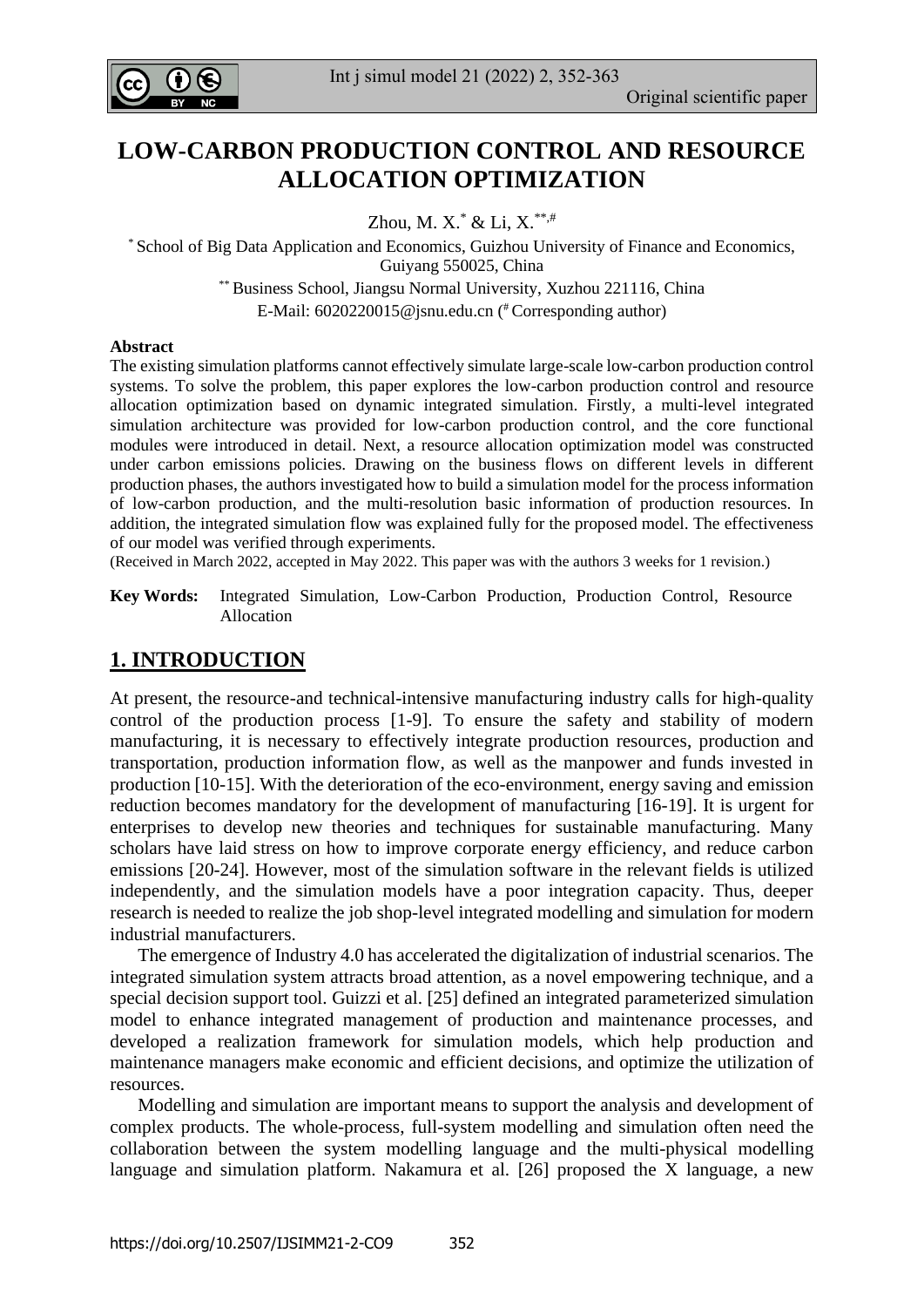# LOW-CARBON PRODUCTION CONTROL AND RESOURCE ALLOCATION OPTIMIZATION

Zhou, M. X.[*] & Li, X.[**,#]

[*] School of Big Data Application and Economics, Guizhou University of Finance and Economics, Guiyang 550025, China

[**] Business School, Jiangsu Normal University, Xuzhou 221116, China

E-Mail: 6020220015@jsnu.edu.cn ([#] Corresponding author)

**Abstract**

The existing simulation platforms cannot effectively simulate large-scale low-carbon production control systems. To solve the problem, this paper explores the low-carbon production control and resource allocation optimization based on dynamic integrated simulation. Firstly, a multi-level integrated simulation architecture was provided for low-carbon production control, and the core functional modules were introduced in detail. Next, a resource allocation optimization model was constructed under carbon emissions policies. Drawing on the business flows on different levels in different production phases, the authors investigated how to build a simulation model for the process information of low-carbon production, and the multi-resolution basic information of production resources. In addition, the integrated simulation flow was explained fully for the proposed model. The effectiveness of our model was verified through experiments.

(Received in March 2022, accepted in May 2022. This paper was with the authors 3 weeks for 1 revision.)

**Key Words:** Integrated Simulation, Low-Carbon Production, Production Control, Resource Allocation

## 1. INTRODUCTION

At present, the resource-and technical-intensive manufacturing industry calls for high-quality control of the production process [1-9]. To ensure the safety and stability of modern manufacturing, it is necessary to effectively integrate production resources, production and transportation, production information flow, as well as the manpower and funds invested in production [10-15]. With the deterioration of the eco-environment, energy saving and emission reduction becomes mandatory for the development of manufacturing [16-19]. It is urgent for enterprises to develop new theories and techniques for sustainable manufacturing. Many scholars have laid stress on how to improve corporate energy efficiency, and reduce carbon emissions [20-24]. However, most of the simulation software in the relevant fields is utilized independently, and the simulation models have a poor integration capacity. Thus, deeper research is needed to realize the job shop-level integrated modelling and simulation for modern industrial manufacturers.

The emergence of Industry 4.0 has accelerated the digitalization of industrial scenarios. The integrated simulation system attracts broad attention, as a novel empowering technique, and a special decision support tool. Guizzi et al. [25] defined an integrated parameterized simulation model to enhance integrated management of production and maintenance processes, and developed a realization framework for simulation models, which help production and maintenance managers make economic and efficient decisions, and optimize the utilization of resources.

Modelling and simulation are important means to support the analysis and development of complex products. The whole-process, full-system modelling and simulation often need the collaboration between the system modelling language and the multi-physical modelling language and simulation platform. Nakamura et al. [26] proposed the X language, a new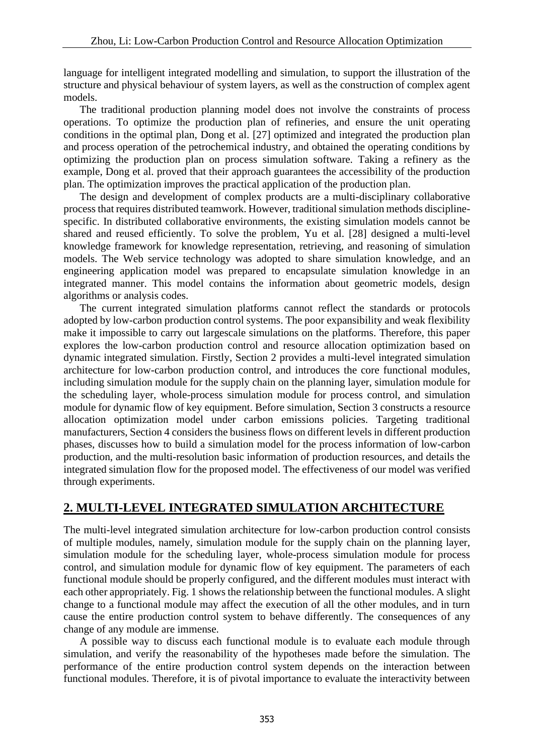language for intelligent integrated modelling and simulation, to support the illustration of the structure and physical behaviour of system layers, as well as the construction of complex agent models.

The traditional production planning model does not involve the constraints of process operations. To optimize the production plan of refineries, and ensure the unit operating conditions in the optimal plan, Dong et al. [27] optimized and integrated the production plan and process operation of the petrochemical industry, and obtained the operating conditions by optimizing the production plan on process simulation software. Taking a refinery as the example, Dong et al. proved that their approach guarantees the accessibility of the production plan. The optimization improves the practical application of the production plan.

The design and development of complex products are a multi-disciplinary collaborative process that requires distributed teamwork. However, traditional simulation methods discipline-specific. In distributed collaborative environments, the existing simulation models cannot be shared and reused efficiently. To solve the problem, Yu et al. [28] designed a multi-level knowledge framework for knowledge representation, retrieving, and reasoning of simulation models. The Web service technology was adopted to share simulation knowledge, and an engineering application model was prepared to encapsulate simulation knowledge in an integrated manner. This model contains the information about geometric models, design algorithms or analysis codes.

The current integrated simulation platforms cannot reflect the standards or protocols adopted by low-carbon production control systems. The poor expansibility and weak flexibility make it impossible to carry out largescale simulations on the platforms. Therefore, this paper explores the low-carbon production control and resource allocation optimization based on dynamic integrated simulation. Firstly, Section 2 provides a multi-level integrated simulation architecture for low-carbon production control, and introduces the core functional modules, including simulation module for the supply chain on the planning layer, simulation module for the scheduling layer, whole-process simulation module for process control, and simulation module for dynamic flow of key equipment. Before simulation, Section 3 constructs a resource allocation optimization model under carbon emissions policies. Targeting traditional manufacturers, Section 4 considers the business flows on different levels in different production phases, discusses how to build a simulation model for the process information of low-carbon production, and the multi-resolution basic information of production resources, and details the integrated simulation flow for the proposed model. The effectiveness of our model was verified through experiments.

## 2. MULTI-LEVEL INTEGRATED SIMULATION ARCHITECTURE

The multi-level integrated simulation architecture for low-carbon production control consists of multiple modules, namely, simulation module for the supply chain on the planning layer, simulation module for the scheduling layer, whole-process simulation module for process control, and simulation module for dynamic flow of key equipment. The parameters of each functional module should be properly configured, and the different modules must interact with each other appropriately. Fig. 1 shows the relationship between the functional modules. A slight change to a functional module may affect the execution of all the other modules, and in turn cause the entire production control system to behave differently. The consequences of any change of any module are immense.

A possible way to discuss each functional module is to evaluate each module through simulation, and verify the reasonability of the hypotheses made before the simulation. The performance of the entire production control system depends on the interaction between functional modules. Therefore, it is of pivotal importance to evaluate the interactivity between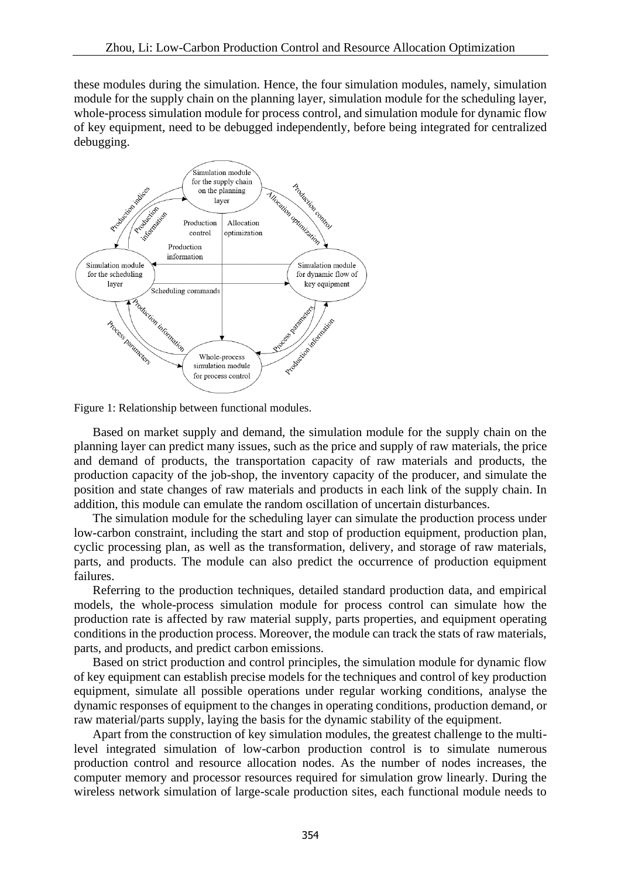these modules during the simulation. Hence, the four simulation modules, namely, simulation module for the supply chain on the planning layer, simulation module for the scheduling layer, whole-process simulation module for process control, and simulation module for dynamic flow of key equipment, need to be debugged independently, before being integrated for centralized debugging.

Figure 1: Relationship between functional modules.

Based on market supply and demand, the simulation module for the supply chain on the planning layer can predict many issues, such as the price and supply of raw materials, the price and demand of products, the transportation capacity of raw materials and products, the production capacity of the job-shop, the inventory capacity of the producer, and simulate the position and state changes of raw materials and products in each link of the supply chain. In addition, this module can emulate the random oscillation of uncertain disturbances.

The simulation module for the scheduling layer can simulate the production process under low-carbon constraint, including the start and stop of production equipment, production plan, cyclic processing plan, as well as the transformation, delivery, and storage of raw materials, parts, and products. The module can also predict the occurrence of production equipment failures.

Referring to the production techniques, detailed standard production data, and empirical models, the whole-process simulation module for process control can simulate how the production rate is affected by raw material supply, parts properties, and equipment operating conditions in the production process. Moreover, the module can track the stats of raw materials, parts, and products, and predict carbon emissions.

Based on strict production and control principles, the simulation module for dynamic flow of key equipment can establish precise models for the techniques and control of key production equipment, simulate all possible operations under regular working conditions, analyse the dynamic responses of equipment to the changes in operating conditions, production demand, or raw material/parts supply, laying the basis for the dynamic stability of the equipment.

Apart from the construction of key simulation modules, the greatest challenge to the multi-level integrated simulation of low-carbon production control is to simulate numerous production control and resource allocation nodes. As the number of nodes increases, the computer memory and processor resources required for simulation grow linearly. During the wireless network simulation of large-scale production sites, each functional module needs to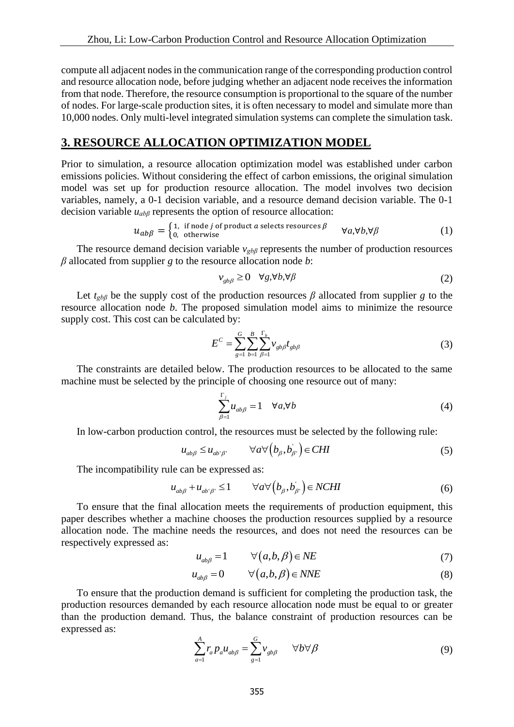compute all adjacent nodes in the communication range of the corresponding production control and resource allocation node, before judging whether an adjacent node receives the information from that node. Therefore, the resource consumption is proportional to the square of the number of nodes. For large-scale production sites, it is often necessary to model and simulate more than 10,000 nodes. Only multi-level integrated simulation systems can complete the simulation task.

## 3. RESOURCE ALLOCATION OPTIMIZATION MODEL

Prior to simulation, a resource allocation optimization model was established under carbon emissions policies. Without considering the effect of carbon emissions, the original simulation model was set up for production resource allocation. The model involves two decision variables, namely, a 0-1 decision variable, and a resource demand decision variable. The 0-1 decision variable $u_{ab\beta}$ represents the option of resource allocation:

$$u_{ab\beta} = \begin{cases} 1, & \text{if node } j \text{ of product } a \text{ selects resources } \beta \\ 0, & \text{otherwise} \end{cases} \qquad \forall a, \forall b, \forall \beta \tag{1}$$

The resource demand decision variable $v_{gb\beta}$ represents the number of production resources $\beta$ allocated from supplier $g$ to the resource allocation node $b$:

$$v_{gb\beta} \geq 0 \quad \forall g, \forall b, \forall \beta \tag{2}$$

Let $t_{gb\beta}$ be the supply cost of the production resources $\beta$ allocated from supplier $g$ to the resource allocation node $b$. The proposed simulation model aims to minimize the resource supply cost. This cost can be calculated by:

$$E^C = \sum_{g=1}^{G} \sum_{b=1}^{B} \sum_{\beta=1}^{\Gamma_b} v_{gb\beta} t_{gb\beta} \tag{3}$$

The constraints are detailed below. The production resources to be allocated to the same machine must be selected by the principle of choosing one resource out of many:

$$\sum_{\beta=1}^{\Gamma_j} u_{ab\beta} = 1 \quad \forall a, \forall b \tag{4}$$

In low-carbon production control, the resources must be selected by the following rule:

$$u_{ab\beta} \leq u_{ab'\beta'} \qquad \forall a \forall \left(b_\beta, b'_{\beta'}\right) \in CHI \tag{5}$$

The incompatibility rule can be expressed as:

$$u_{ab\beta} + u_{ab'\beta'} \leq 1 \qquad \forall a \forall \left(b_\beta, b'_{\beta'}\right) \in NCHI \tag{6}$$

To ensure that the final allocation meets the requirements of production equipment, this paper describes whether a machine chooses the production resources supplied by a resource allocation node. The machine needs the resources, and does not need the resources can be respectively expressed as:

$$u_{ab\beta} = 1 \qquad \forall \left(a, b, \beta\right) \in NE \tag{7}$$

$$u_{ab\beta} = 0 \qquad \forall \left(a, b, \beta\right) \in NNE \tag{8}$$

To ensure that the production demand is sufficient for completing the production task, the production resources demanded by each resource allocation node must be equal to or greater than the production demand. Thus, the balance constraint of production resources can be expressed as:

$$\sum_{a=1}^{A} r_a p_a u_{ab\beta} = \sum_{g=1}^{G} v_{gb\beta} \qquad \forall b \forall \beta \tag{9}$$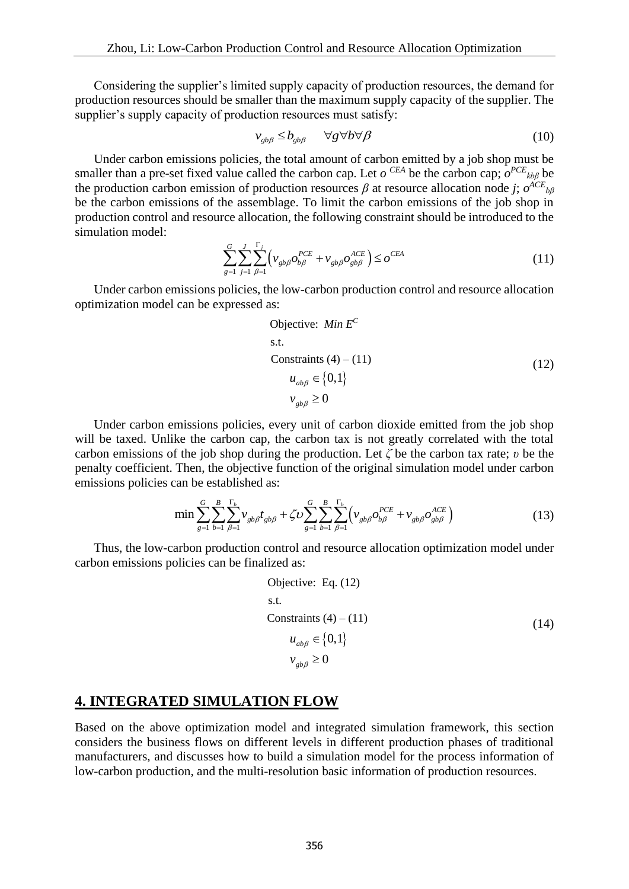Considering the supplier's limited supply capacity of production resources, the demand for production resources should be smaller than the maximum supply capacity of the supplier. The supplier's supply capacity of production resources must satisfy:

$$v_{gb\beta} \le b_{gb\beta} \qquad \forall g \forall b \forall \beta \tag{10}$$

Under carbon emissions policies, the total amount of carbon emitted by a job shop must be smaller than a pre-set fixed value called the carbon cap. Let $o^{CEA}$ be the carbon cap; $o^{PCE}_{kb\beta}$ be the production carbon emission of production resources $\beta$ at resource allocation node $j$; $o^{ACE}_{b\beta}$ be the carbon emissions of the assemblage. To limit the carbon emissions of the job shop in production control and resource allocation, the following constraint should be introduced to the simulation model:

$$\sum_{g=1}^{G}\sum_{j=1}^{J}\sum_{\beta=1}^{\Gamma_j}\left(v_{gb\beta}o_{b\beta}^{PCE}+v_{gb\beta}o_{gb\beta}^{ACE}\right)\le o^{CEA} \tag{11}$$

Under carbon emissions policies, the low-carbon production control and resource allocation optimization model can be expressed as:

$$\begin{aligned}
&\text{Objective: } \mathit{Min}\ E^C\\
&\text{s.t.}\\
&\text{Constraints (4) – (11)}\\
&\quad u_{ab\beta}\in\{0,1\}\\
&\quad v_{gb\beta}\ge 0
\end{aligned} \tag{12}$$

Under carbon emissions policies, every unit of carbon dioxide emitted from the job shop will be taxed. Unlike the carbon cap, the carbon tax is not greatly correlated with the total carbon emissions of the job shop during the production. Let $\zeta$ be the carbon tax rate; $\upsilon$ be the penalty coefficient. Then, the objective function of the original simulation model under carbon emissions policies can be established as:

$$\min\sum_{g=1}^{G}\sum_{b=1}^{B}\sum_{\beta=1}^{\Gamma_b}v_{gb\beta}t_{gb\beta}+\zeta\upsilon\sum_{g=1}^{G}\sum_{b=1}^{B}\sum_{\beta=1}^{\Gamma_b}\left(v_{gb\beta}o_{b\beta}^{PCE}+v_{gb\beta}o_{gb\beta}^{ACE}\right) \tag{13}$$

Thus, the low-carbon production control and resource allocation optimization model under carbon emissions policies can be finalized as:

$$\begin{aligned}
&\text{Objective: Eq. (12)}\\
&\text{s.t.}\\
&\text{Constraints (4) – (11)}\\
&\quad u_{ab\beta}\in\{0,1\}\\
&\quad v_{gb\beta}\ge 0
\end{aligned} \tag{14}$$

## 4. INTEGRATED SIMULATION FLOW

Based on the above optimization model and integrated simulation framework, this section considers the business flows on different levels in different production phases of traditional manufacturers, and discusses how to build a simulation model for the process information of low-carbon production, and the multi-resolution basic information of production resources.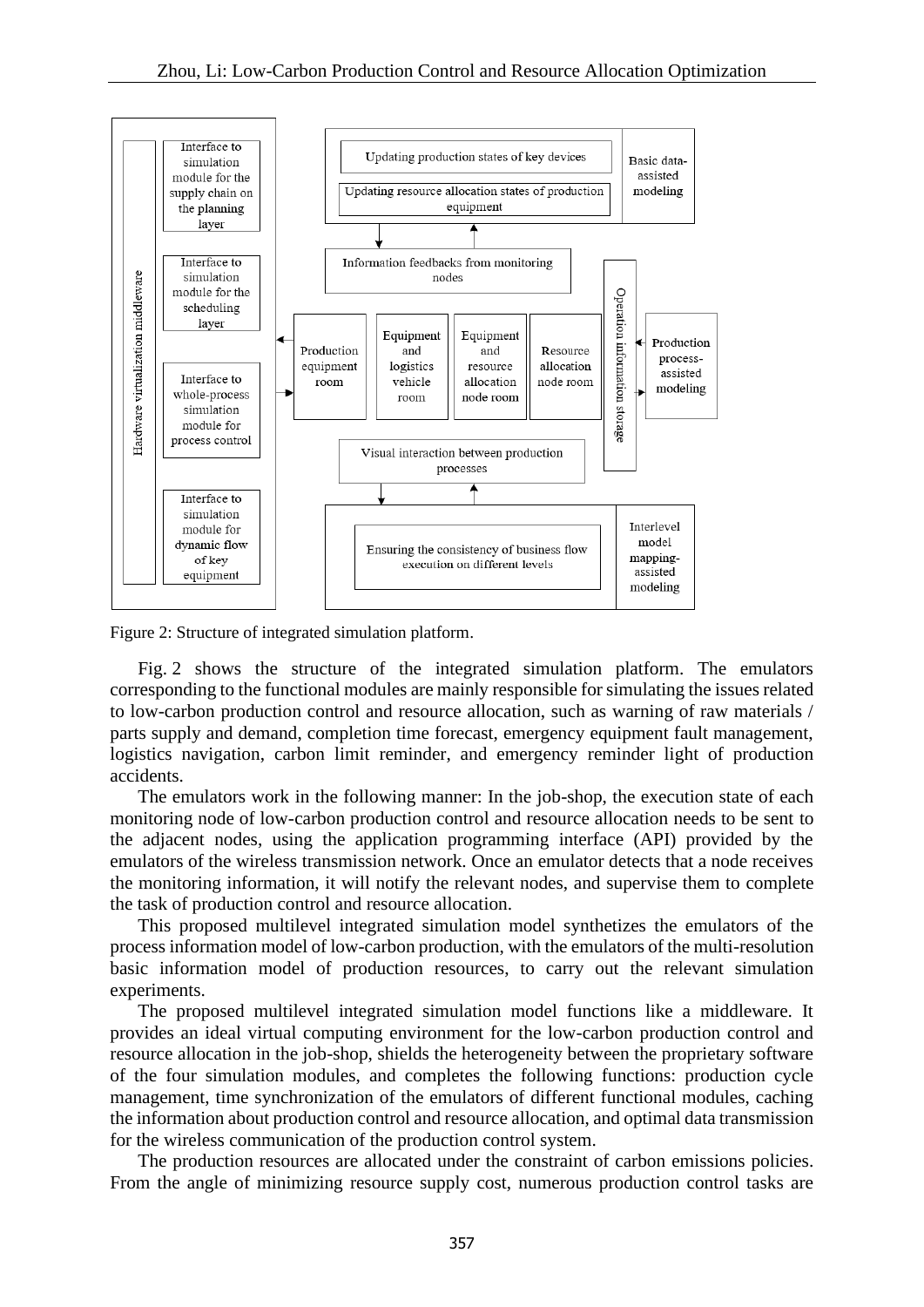Figure 2: Structure of integrated simulation platform.

Fig. 2 shows the structure of the integrated simulation platform. The emulators corresponding to the functional modules are mainly responsible for simulating the issues related to low-carbon production control and resource allocation, such as warning of raw materials / parts supply and demand, completion time forecast, emergency equipment fault management, logistics navigation, carbon limit reminder, and emergency reminder light of production accidents.

The emulators work in the following manner: In the job-shop, the execution state of each monitoring node of low-carbon production control and resource allocation needs to be sent to the adjacent nodes, using the application programming interface (API) provided by the emulators of the wireless transmission network. Once an emulator detects that a node receives the monitoring information, it will notify the relevant nodes, and supervise them to complete the task of production control and resource allocation.

This proposed multilevel integrated simulation model synthetizes the emulators of the process information model of low-carbon production, with the emulators of the multi-resolution basic information model of production resources, to carry out the relevant simulation experiments.

The proposed multilevel integrated simulation model functions like a middleware. It provides an ideal virtual computing environment for the low-carbon production control and resource allocation in the job-shop, shields the heterogeneity between the proprietary software of the four simulation modules, and completes the following functions: production cycle management, time synchronization of the emulators of different functional modules, caching the information about production control and resource allocation, and optimal data transmission for the wireless communication of the production control system.

The production resources are allocated under the constraint of carbon emissions policies. From the angle of minimizing resource supply cost, numerous production control tasks are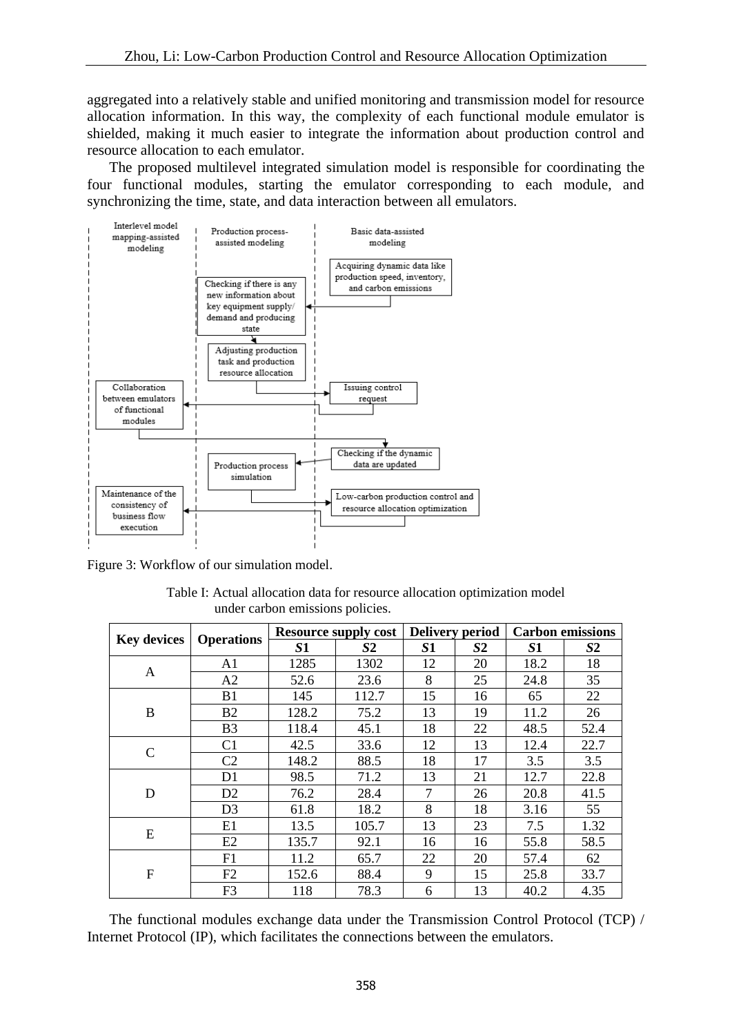aggregated into a relatively stable and unified monitoring and transmission model for resource allocation information. In this way, the complexity of each functional module emulator is shielded, making it much easier to integrate the information about production control and resource allocation to each emulator.

The proposed multilevel integrated simulation model is responsible for coordinating the four functional modules, starting the emulator corresponding to each module, and synchronizing the time, state, and data interaction between all emulators.

Figure 3: Workflow of our simulation model.

Table I: Actual allocation data for resource allocation optimization model under carbon emissions policies.

| Key devices | Operations | Resource supply cost | | Delivery period | | Carbon emissions | |
|---|---|---|---|---|---|---|---|
| | | *S***1** | *S***2** | *S***1** | *S***2** | *S***1** | *S***2** |
| A | A1 | 1285 | 1302 | 12 | 20 | 18.2 | 18 |
| | A2 | 52.6 | 23.6 | 8 | 25 | 24.8 | 35 |
| B | B1 | 145 | 112.7 | 15 | 16 | 65 | 22 |
| | B2 | 128.2 | 75.2 | 13 | 19 | 11.2 | 26 |
| | B3 | 118.4 | 45.1 | 18 | 22 | 48.5 | 52.4 |
| C | C1 | 42.5 | 33.6 | 12 | 13 | 12.4 | 22.7 |
| | C2 | 148.2 | 88.5 | 18 | 17 | 3.5 | 3.5 |
| D | D1 | 98.5 | 71.2 | 13 | 21 | 12.7 | 22.8 |
| | D2 | 76.2 | 28.4 | 7 | 26 | 20.8 | 41.5 |
| | D3 | 61.8 | 18.2 | 8 | 18 | 3.16 | 55 |
| E | E1 | 13.5 | 105.7 | 13 | 23 | 7.5 | 1.32 |
| | E2 | 135.7 | 92.1 | 16 | 16 | 55.8 | 58.5 |
| F | F1 | 11.2 | 65.7 | 22 | 20 | 57.4 | 62 |
| | F2 | 152.6 | 88.4 | 9 | 15 | 25.8 | 33.7 |
| | F3 | 118 | 78.3 | 6 | 13 | 40.2 | 4.35 |

The functional modules exchange data under the Transmission Control Protocol (TCP) / Internet Protocol (IP), which facilitates the connections between the emulators.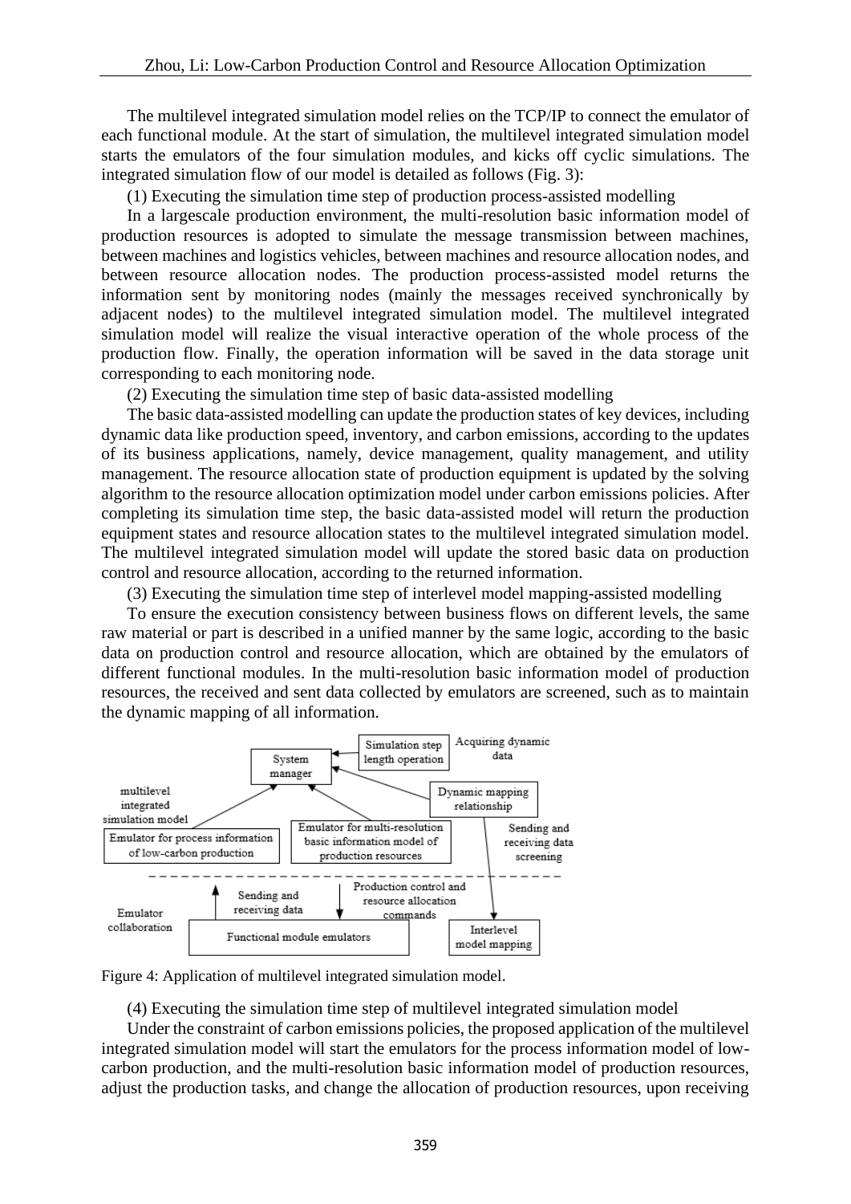The multilevel integrated simulation model relies on the TCP/IP to connect the emulator of each functional module. At the start of simulation, the multilevel integrated simulation model starts the emulators of the four simulation modules, and kicks off cyclic simulations. The integrated simulation flow of our model is detailed as follows (Fig. 3):

(1) Executing the simulation time step of production process-assisted modelling

In a largescale production environment, the multi-resolution basic information model of production resources is adopted to simulate the message transmission between machines, between machines and logistics vehicles, between machines and resource allocation nodes, and between resource allocation nodes. The production process-assisted model returns the information sent by monitoring nodes (mainly the messages received synchronically by adjacent nodes) to the multilevel integrated simulation model. The multilevel integrated simulation model will realize the visual interactive operation of the whole process of the production flow. Finally, the operation information will be saved in the data storage unit corresponding to each monitoring node.

(2) Executing the simulation time step of basic data-assisted modelling

The basic data-assisted modelling can update the production states of key devices, including dynamic data like production speed, inventory, and carbon emissions, according to the updates of its business applications, namely, device management, quality management, and utility management. The resource allocation state of production equipment is updated by the solving algorithm to the resource allocation optimization model under carbon emissions policies. After completing its simulation time step, the basic data-assisted model will return the production equipment states and resource allocation states to the multilevel integrated simulation model. The multilevel integrated simulation model will update the stored basic data on production control and resource allocation, according to the returned information.

(3) Executing the simulation time step of interlevel model mapping-assisted modelling

To ensure the execution consistency between business flows on different levels, the same raw material or part is described in a unified manner by the same logic, according to the basic data on production control and resource allocation, which are obtained by the emulators of different functional modules. In the multi-resolution basic information model of production resources, the received and sent data collected by emulators are screened, such as to maintain the dynamic mapping of all information.

Figure 4: Application of multilevel integrated simulation model.

(4) Executing the simulation time step of multilevel integrated simulation model

Under the constraint of carbon emissions policies, the proposed application of the multilevel integrated simulation model will start the emulators for the process information model of low-carbon production, and the multi-resolution basic information model of production resources, adjust the production tasks, and change the allocation of production resources, upon receiving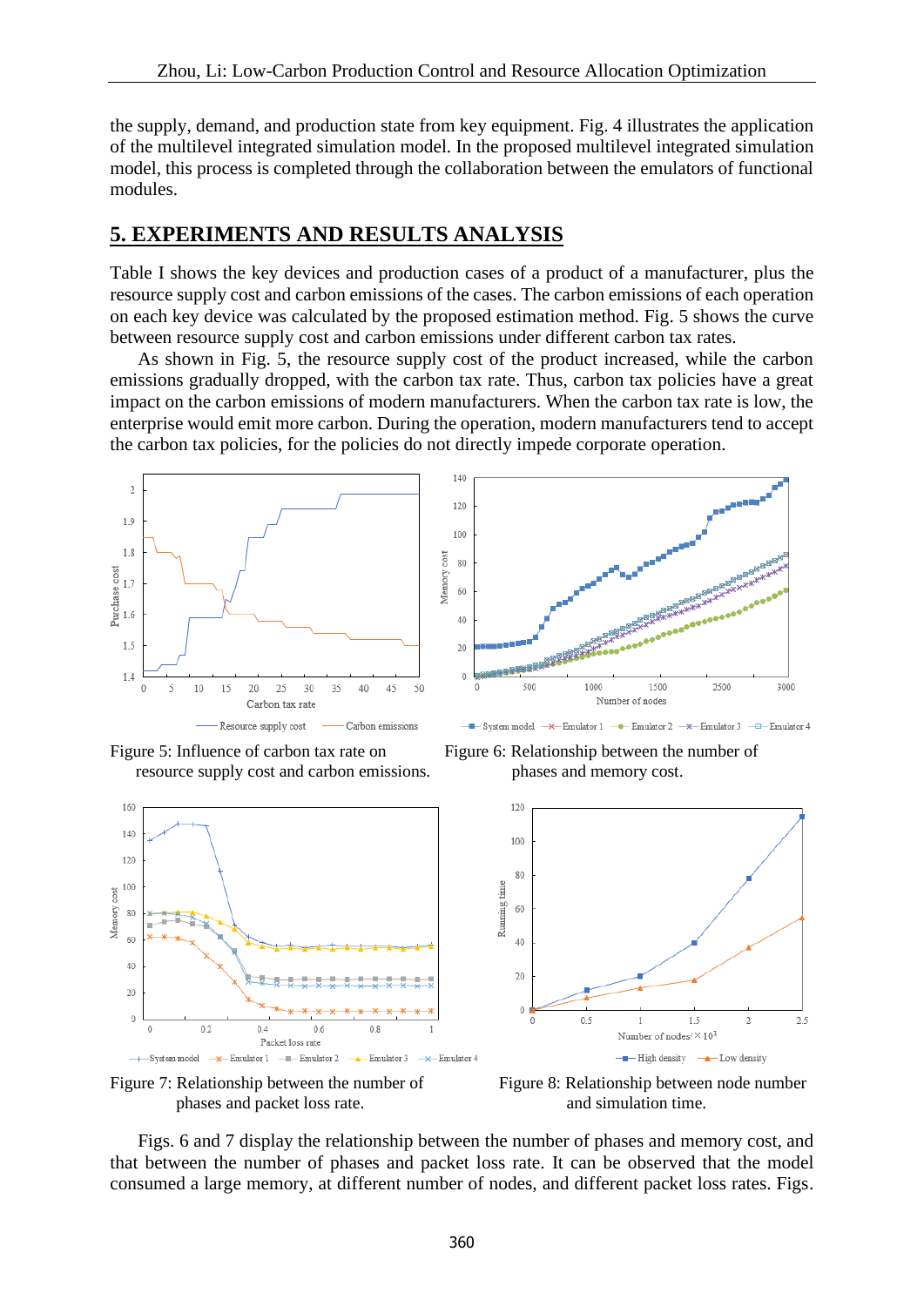the supply, demand, and production state from key equipment. Fig. 4 illustrates the application of the multilevel integrated simulation model. In the proposed multilevel integrated simulation model, this process is completed through the collaboration between the emulators of functional modules.

## 5. EXPERIMENTS AND RESULTS ANALYSIS

Table I shows the key devices and production cases of a product of a manufacturer, plus the resource supply cost and carbon emissions of the cases. The carbon emissions of each operation on each key device was calculated by the proposed estimation method. Fig. 5 shows the curve between resource supply cost and carbon emissions under different carbon tax rates.

As shown in Fig. 5, the resource supply cost of the product increased, while the carbon emissions gradually dropped, with the carbon tax rate. Thus, carbon tax policies have a great impact on the carbon emissions of modern manufacturers. When the carbon tax rate is low, the enterprise would emit more carbon. During the operation, modern manufacturers tend to accept the carbon tax policies, for the policies do not directly impede corporate operation.

Figure 5: Influence of carbon tax rate on resource supply cost and carbon emissions.

Figure 6: Relationship between the number of phases and memory cost.

Figure 7: Relationship between the number of phases and packet loss rate.

Figure 8: Relationship between node number and simulation time.

Figs. 6 and 7 display the relationship between the number of phases and memory cost, and that between the number of phases and packet loss rate. It can be observed that the model consumed a large memory, at different number of nodes, and different packet loss rates. Figs.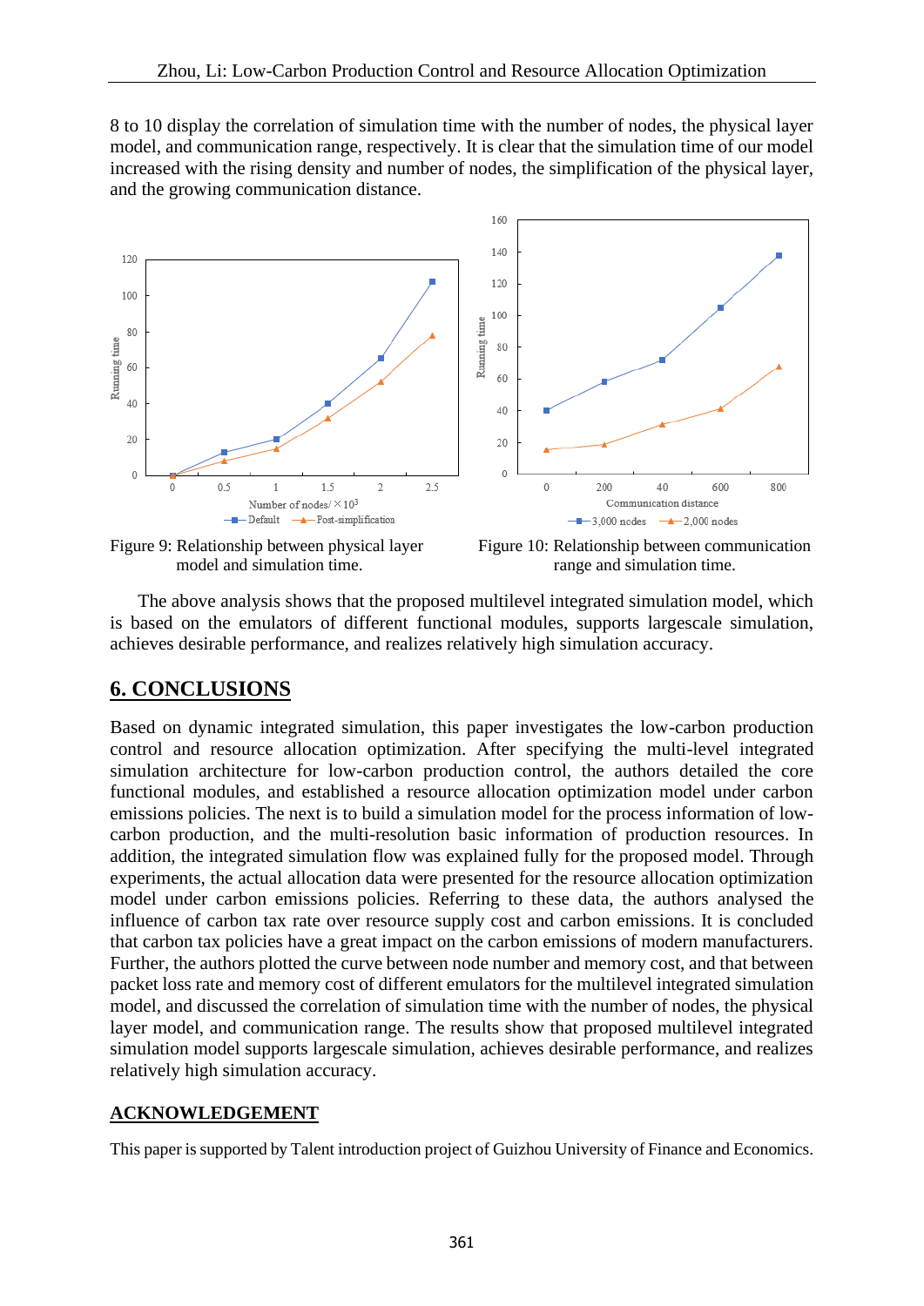8 to 10 display the correlation of simulation time with the number of nodes, the physical layer model, and communication range, respectively. It is clear that the simulation time of our model increased with the rising density and number of nodes, the simplification of the physical layer, and the growing communication distance.

Figure 9: Relationship between physical layer model and simulation time.

Figure 10: Relationship between communication range and simulation time.

The above analysis shows that the proposed multilevel integrated simulation model, which is based on the emulators of different functional modules, supports largescale simulation, achieves desirable performance, and realizes relatively high simulation accuracy.

## 6. CONCLUSIONS

Based on dynamic integrated simulation, this paper investigates the low-carbon production control and resource allocation optimization. After specifying the multi-level integrated simulation architecture for low-carbon production control, the authors detailed the core functional modules, and established a resource allocation optimization model under carbon emissions policies. The next is to build a simulation model for the process information of low-carbon production, and the multi-resolution basic information of production resources. In addition, the integrated simulation flow was explained fully for the proposed model. Through experiments, the actual allocation data were presented for the resource allocation optimization model under carbon emissions policies. Referring to these data, the authors analysed the influence of carbon tax rate over resource supply cost and carbon emissions. It is concluded that carbon tax policies have a great impact on the carbon emissions of modern manufacturers. Further, the authors plotted the curve between node number and memory cost, and that between packet loss rate and memory cost of different emulators for the multilevel integrated simulation model, and discussed the correlation of simulation time with the number of nodes, the physical layer model, and communication range. The results show that proposed multilevel integrated simulation model supports largescale simulation, achieves desirable performance, and realizes relatively high simulation accuracy.

### ACKNOWLEDGEMENT

This paper is supported by Talent introduction project of Guizhou University of Finance and Economics.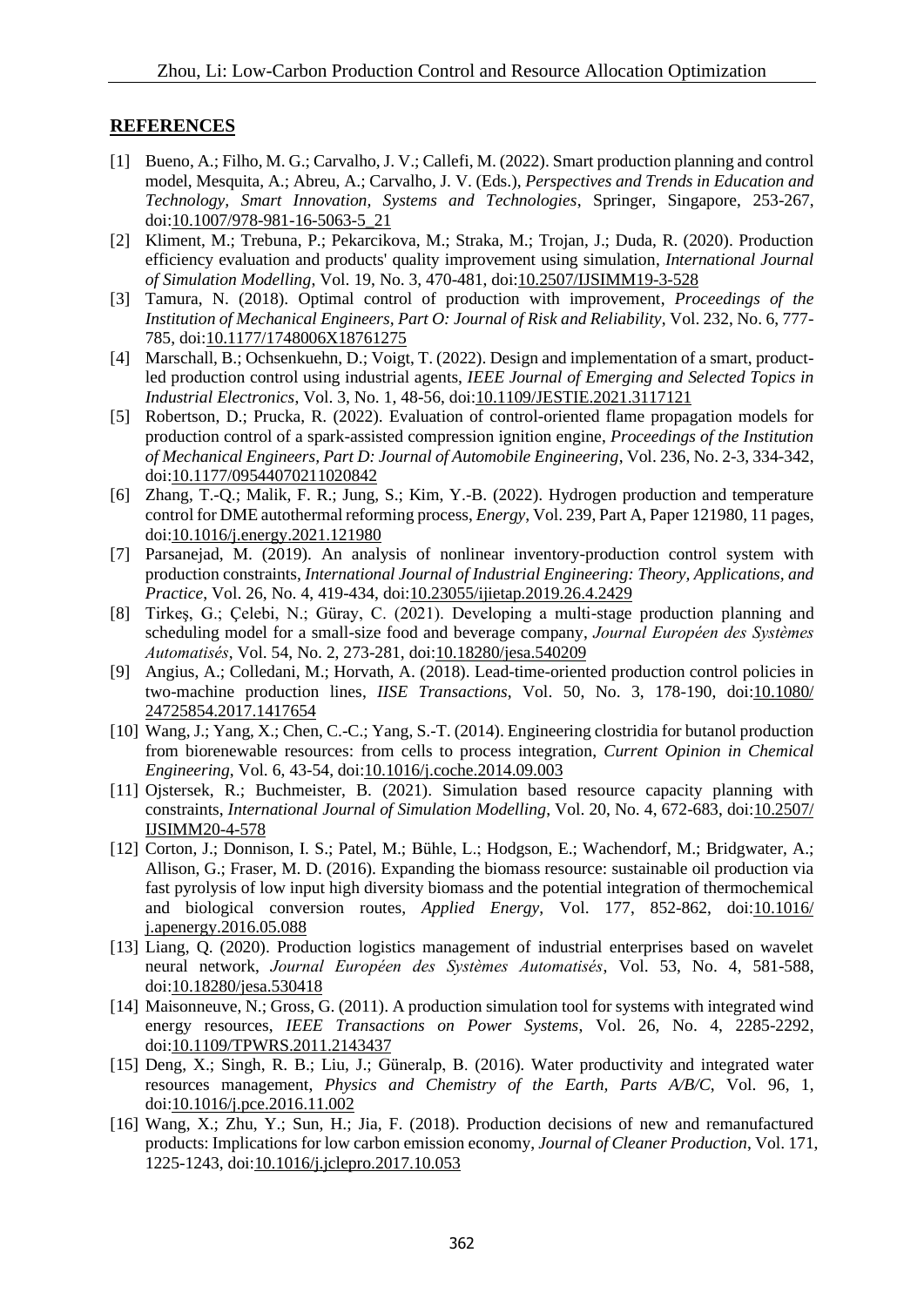## REFERENCES

[1] Bueno, A.; Filho, M. G.; Carvalho, J. V.; Callefi, M. (2022). Smart production planning and control model, Mesquita, A.; Abreu, A.; Carvalho, J. V. (Eds.), *Perspectives and Trends in Education and Technology, Smart Innovation, Systems and Technologies*, Springer, Singapore, 253-267, doi:10.1007/978-981-16-5063-5_21

[2] Kliment, M.; Trebuna, P.; Pekarcikova, M.; Straka, M.; Trojan, J.; Duda, R. (2020). Production efficiency evaluation and products' quality improvement using simulation, *International Journal of Simulation Modelling*, Vol. 19, No. 3, 470-481, doi:10.2507/IJSIMM19-3-528

[3] Tamura, N. (2018). Optimal control of production with improvement, *Proceedings of the Institution of Mechanical Engineers, Part O: Journal of Risk and Reliability*, Vol. 232, No. 6, 777-785, doi:10.1177/1748006X18761275

[4] Marschall, B.; Ochsenkuehn, D.; Voigt, T. (2022). Design and implementation of a smart, product-led production control using industrial agents, *IEEE Journal of Emerging and Selected Topics in Industrial Electronics*, Vol. 3, No. 1, 48-56, doi:10.1109/JESTIE.2021.3117121

[5] Robertson, D.; Prucka, R. (2022). Evaluation of control-oriented flame propagation models for production control of a spark-assisted compression ignition engine, *Proceedings of the Institution of Mechanical Engineers, Part D: Journal of Automobile Engineering*, Vol. 236, No. 2-3, 334-342, doi:10.1177/09544070211020842

[6] Zhang, T.-Q.; Malik, F. R.; Jung, S.; Kim, Y.-B. (2022). Hydrogen production and temperature control for DME autothermal reforming process, *Energy*, Vol. 239, Part A, Paper 121980, 11 pages, doi:10.1016/j.energy.2021.121980

[7] Parsanejad, M. (2019). An analysis of nonlinear inventory-production control system with production constraints, *International Journal of Industrial Engineering: Theory, Applications, and Practice*, Vol. 26, No. 4, 419-434, doi:10.23055/ijietap.2019.26.4.2429

[8] Tirkeş, G.; Çelebi, N.; Güray, C. (2021). Developing a multi-stage production planning and scheduling model for a small-size food and beverage company, *Journal Européen des Systèmes Automatisés*, Vol. 54, No. 2, 273-281, doi:10.18280/jesa.540209

[9] Angius, A.; Colledani, M.; Horvath, A. (2018). Lead-time-oriented production control policies in two-machine production lines, *IISE Transactions*, Vol. 50, No. 3, 178-190, doi:10.1080/24725854.2017.1417654

[10] Wang, J.; Yang, X.; Chen, C.-C.; Yang, S.-T. (2014). Engineering clostridia for butanol production from biorenewable resources: from cells to process integration, *Current Opinion in Chemical Engineering*, Vol. 6, 43-54, doi:10.1016/j.coche.2014.09.003

[11] Ojstersek, R.; Buchmeister, B. (2021). Simulation based resource capacity planning with constraints, *International Journal of Simulation Modelling*, Vol. 20, No. 4, 672-683, doi:10.2507/IJSIMM20-4-578

[12] Corton, J.; Donnison, I. S.; Patel, M.; Bühle, L.; Hodgson, E.; Wachendorf, M.; Bridgwater, A.; Allison, G.; Fraser, M. D. (2016). Expanding the biomass resource: sustainable oil production via fast pyrolysis of low input high diversity biomass and the potential integration of thermochemical and biological conversion routes, *Applied Energy*, Vol. 177, 852-862, doi:10.1016/j.apenergy.2016.05.088

[13] Liang, Q. (2020). Production logistics management of industrial enterprises based on wavelet neural network, *Journal Européen des Systèmes Automatisés*, Vol. 53, No. 4, 581-588, doi:10.18280/jesa.530418

[14] Maisonneuve, N.; Gross, G. (2011). A production simulation tool for systems with integrated wind energy resources, *IEEE Transactions on Power Systems*, Vol. 26, No. 4, 2285-2292, doi:10.1109/TPWRS.2011.2143437

[15] Deng, X.; Singh, R. B.; Liu, J.; Güneralp, B. (2016). Water productivity and integrated water resources management, *Physics and Chemistry of the Earth, Parts A/B/C*, Vol. 96, 1, doi:10.1016/j.pce.2016.11.002

[16] Wang, X.; Zhu, Y.; Sun, H.; Jia, F. (2018). Production decisions of new and remanufactured products: Implications for low carbon emission economy, *Journal of Cleaner Production*, Vol. 171, 1225-1243, doi:10.1016/j.jclepro.2017.10.053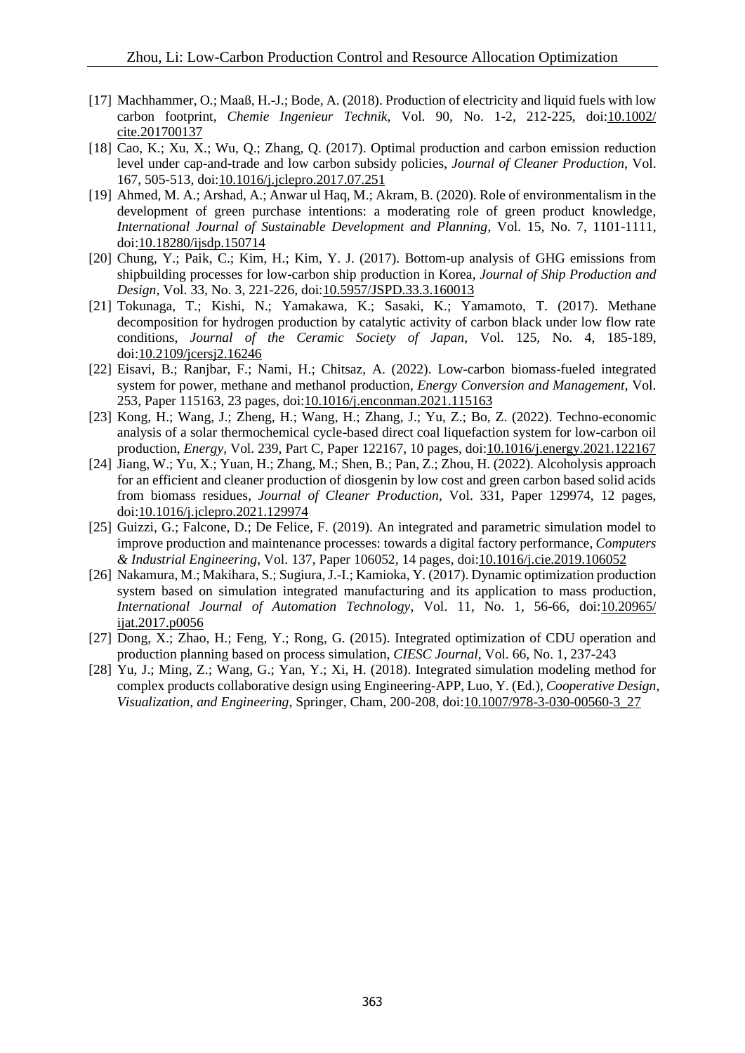[17] Machhammer, O.; Maaß, H.-J.; Bode, A. (2018). Production of electricity and liquid fuels with low carbon footprint, *Chemie Ingenieur Technik*, Vol. 90, No. 1-2, 212-225, doi:10.1002/cite.201700137

[18] Cao, K.; Xu, X.; Wu, Q.; Zhang, Q. (2017). Optimal production and carbon emission reduction level under cap-and-trade and low carbon subsidy policies, *Journal of Cleaner Production*, Vol. 167, 505-513, doi:10.1016/j.jclepro.2017.07.251

[19] Ahmed, M. A.; Arshad, A.; Anwar ul Haq, M.; Akram, B. (2020). Role of environmentalism in the development of green purchase intentions: a moderating role of green product knowledge, *International Journal of Sustainable Development and Planning*, Vol. 15, No. 7, 1101-1111, doi:10.18280/ijsdp.150714

[20] Chung, Y.; Paik, C.; Kim, H.; Kim, Y. J. (2017). Bottom-up analysis of GHG emissions from shipbuilding processes for low-carbon ship production in Korea, *Journal of Ship Production and Design*, Vol. 33, No. 3, 221-226, doi:10.5957/JSPD.33.3.160013

[21] Tokunaga, T.; Kishi, N.; Yamakawa, K.; Sasaki, K.; Yamamoto, T. (2017). Methane decomposition for hydrogen production by catalytic activity of carbon black under low flow rate conditions, *Journal of the Ceramic Society of Japan*, Vol. 125, No. 4, 185-189, doi:10.2109/jcersj2.16246

[22] Eisavi, B.; Ranjbar, F.; Nami, H.; Chitsaz, A. (2022). Low-carbon biomass-fueled integrated system for power, methane and methanol production, *Energy Conversion and Management*, Vol. 253, Paper 115163, 23 pages, doi:10.1016/j.enconman.2021.115163

[23] Kong, H.; Wang, J.; Zheng, H.; Wang, H.; Zhang, J.; Yu, Z.; Bo, Z. (2022). Techno-economic analysis of a solar thermochemical cycle-based direct coal liquefaction system for low-carbon oil production, *Energy*, Vol. 239, Part C, Paper 122167, 10 pages, doi:10.1016/j.energy.2021.122167

[24] Jiang, W.; Yu, X.; Yuan, H.; Zhang, M.; Shen, B.; Pan, Z.; Zhou, H. (2022). Alcoholysis approach for an efficient and cleaner production of diosgenin by low cost and green carbon based solid acids from biomass residues, *Journal of Cleaner Production*, Vol. 331, Paper 129974, 12 pages, doi:10.1016/j.jclepro.2021.129974

[25] Guizzi, G.; Falcone, D.; De Felice, F. (2019). An integrated and parametric simulation model to improve production and maintenance processes: towards a digital factory performance, *Computers & Industrial Engineering*, Vol. 137, Paper 106052, 14 pages, doi:10.1016/j.cie.2019.106052

[26] Nakamura, M.; Makihara, S.; Sugiura, J.-I.; Kamioka, Y. (2017). Dynamic optimization production system based on simulation integrated manufacturing and its application to mass production, *International Journal of Automation Technology*, Vol. 11, No. 1, 56-66, doi:10.20965/ijat.2017.p0056

[27] Dong, X.; Zhao, H.; Feng, Y.; Rong, G. (2015). Integrated optimization of CDU operation and production planning based on process simulation, *CIESC Journal*, Vol. 66, No. 1, 237-243

[28] Yu, J.; Ming, Z.; Wang, G.; Yan, Y.; Xi, H. (2018). Integrated simulation modeling method for complex products collaborative design using Engineering-APP, Luo, Y. (Ed.), *Cooperative Design, Visualization, and Engineering*, Springer, Cham, 200-208, doi:10.1007/978-3-030-00560-3_27